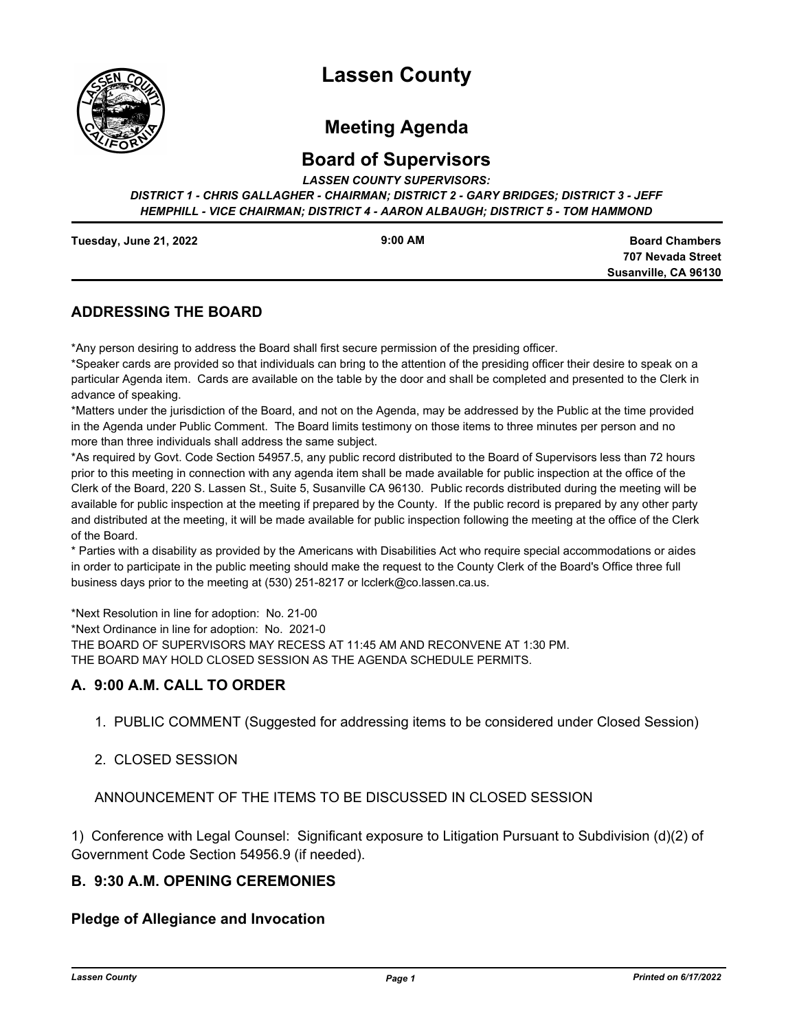# Lassen County

## Meeting Agenda

## Board of Supervisors

***LASSEN COUNTY SUPERVISORS:***

***DISTRICT 1 - CHRIS GALLAGHER - CHAIRMAN; DISTRICT 2 - GARY BRIDGES; DISTRICT 3 - JEFF HEMPHILL - VICE CHAIRMAN; DISTRICT 4 - AARON ALBAUGH; DISTRICT 5 - TOM HAMMOND***

**Tuesday, June 21, 2022** | **9:00 AM** | **Board Chambers, 707 Nevada Street, Susanville, CA 96130**

### ADDRESSING THE BOARD

*Any person desiring to address the Board shall first secure permission of the presiding officer.

*Speaker cards are provided so that individuals can bring to the attention of the presiding officer their desire to speak on a particular Agenda item. Cards are available on the table by the door and shall be completed and presented to the Clerk in advance of speaking.

*Matters under the jurisdiction of the Board, and not on the Agenda, may be addressed by the Public at the time provided in the Agenda under Public Comment. The Board limits testimony on those items to three minutes per person and no more than three individuals shall address the same subject.

*As required by Govt. Code Section 54957.5, any public record distributed to the Board of Supervisors less than 72 hours prior to this meeting in connection with any agenda item shall be made available for public inspection at the office of the Clerk of the Board, 220 S. Lassen St., Suite 5, Susanville CA 96130. Public records distributed during the meeting will be available for public inspection at the meeting if prepared by the County. If the public record is prepared by any other party and distributed at the meeting, it will be made available for public inspection following the meeting at the office of the Clerk of the Board.

* Parties with a disability as provided by the Americans with Disabilities Act who require special accommodations or aides in order to participate in the public meeting should make the request to the County Clerk of the Board's Office three full business days prior to the meeting at (530) 251-8217 or lcclerk@co.lassen.ca.us.

*Next Resolution in line for adoption: No. 21-00
*Next Ordinance in line for adoption: No. 2021-0
THE BOARD OF SUPERVISORS MAY RECESS AT 11:45 AM AND RECONVENE AT 1:30 PM.
THE BOARD MAY HOLD CLOSED SESSION AS THE AGENDA SCHEDULE PERMITS.

### A. 9:00 A.M. CALL TO ORDER

1. PUBLIC COMMENT (Suggested for addressing items to be considered under Closed Session)

2. CLOSED SESSION

ANNOUNCEMENT OF THE ITEMS TO BE DISCUSSED IN CLOSED SESSION

1) Conference with Legal Counsel: Significant exposure to Litigation Pursuant to Subdivision (d)(2) of Government Code Section 54956.9 (if needed).

### B. 9:30 A.M. OPENING CEREMONIES

#### Pledge of Allegiance and Invocation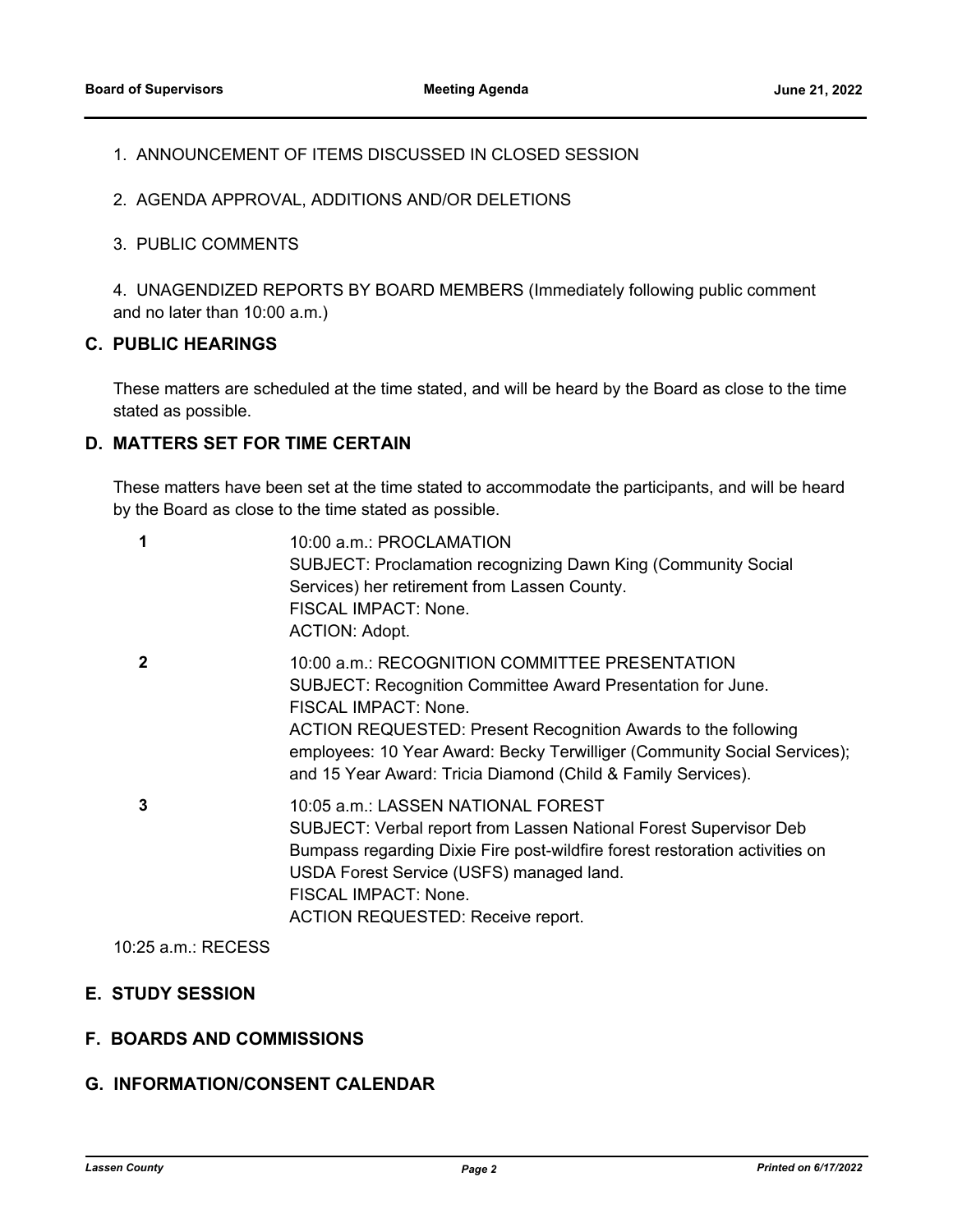1. ANNOUNCEMENT OF ITEMS DISCUSSED IN CLOSED SESSION

2. AGENDA APPROVAL, ADDITIONS AND/OR DELETIONS

3. PUBLIC COMMENTS

4. UNAGENDIZED REPORTS BY BOARD MEMBERS (Immediately following public comment and no later than 10:00 a.m.)

## C. PUBLIC HEARINGS

These matters are scheduled at the time stated, and will be heard by the Board as close to the time stated as possible.

## D. MATTERS SET FOR TIME CERTAIN

These matters have been set at the time stated to accommodate the participants, and will be heard by the Board as close to the time stated as possible.

**1** 10:00 a.m.: PROCLAMATION
SUBJECT: Proclamation recognizing Dawn King (Community Social Services) her retirement from Lassen County.
FISCAL IMPACT: None.
ACTION: Adopt.

**2** 10:00 a.m.: RECOGNITION COMMITTEE PRESENTATION
SUBJECT: Recognition Committee Award Presentation for June.
FISCAL IMPACT: None.
ACTION REQUESTED: Present Recognition Awards to the following employees: 10 Year Award: Becky Terwilliger (Community Social Services); and 15 Year Award: Tricia Diamond (Child & Family Services).

**3** 10:05 a.m.: LASSEN NATIONAL FOREST
SUBJECT: Verbal report from Lassen National Forest Supervisor Deb Bumpass regarding Dixie Fire post-wildfire forest restoration activities on USDA Forest Service (USFS) managed land.
FISCAL IMPACT: None.
ACTION REQUESTED: Receive report.

10:25 a.m.: RECESS

## E. STUDY SESSION

## F. BOARDS AND COMMISSIONS

## G. INFORMATION/CONSENT CALENDAR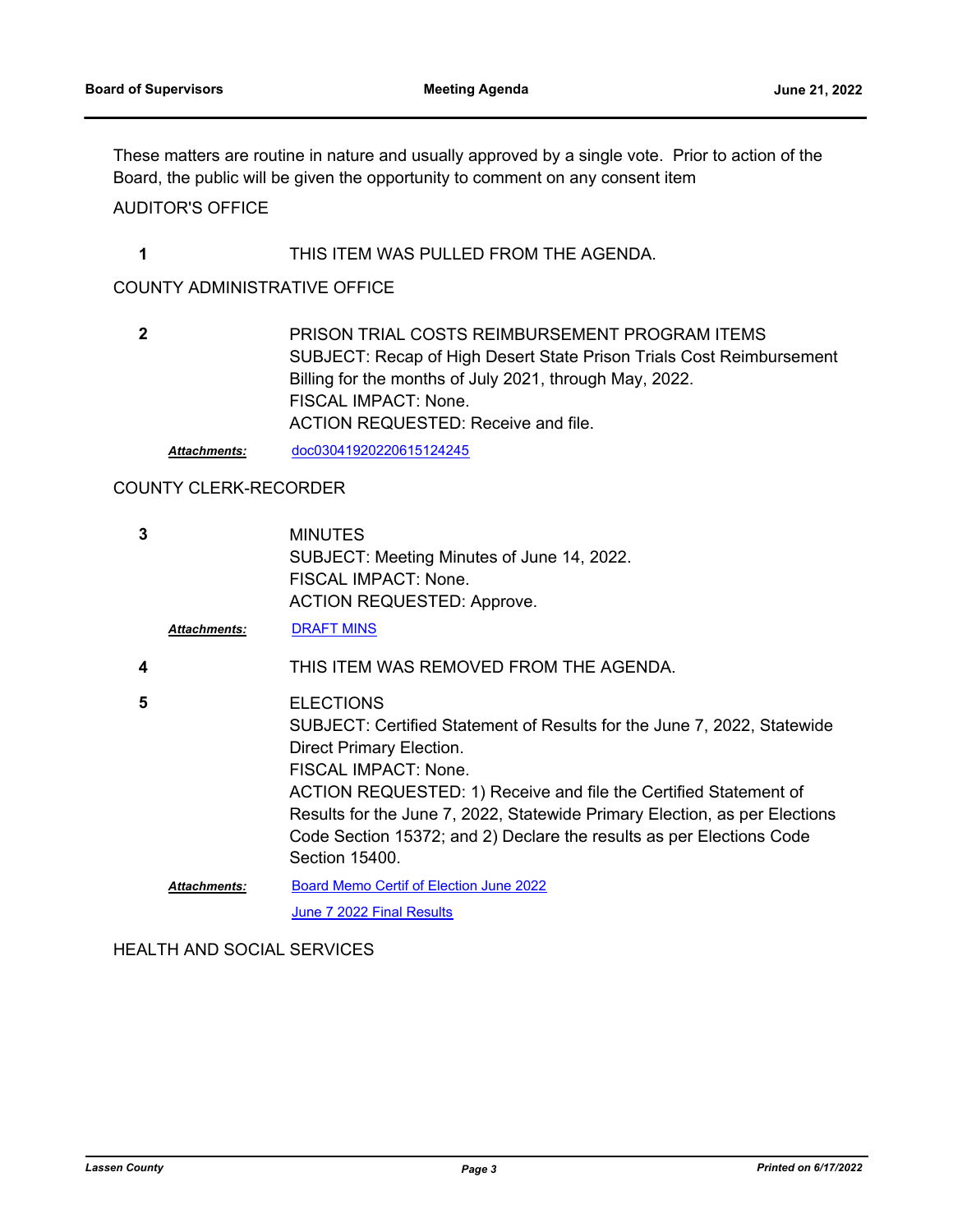These matters are routine in nature and usually approved by a single vote. Prior to action of the Board, the public will be given the opportunity to comment on any consent item

AUDITOR'S OFFICE

**1** THIS ITEM WAS PULLED FROM THE AGENDA.

COUNTY ADMINISTRATIVE OFFICE

**2** PRISON TRIAL COSTS REIMBURSEMENT PROGRAM ITEMS
SUBJECT: Recap of High Desert State Prison Trials Cost Reimbursement Billing for the months of July 2021, through May, 2022.
FISCAL IMPACT: None.
ACTION REQUESTED: Receive and file.

***Attachments:*** doc03041920220615124245

COUNTY CLERK-RECORDER

**3** MINUTES
SUBJECT: Meeting Minutes of June 14, 2022.
FISCAL IMPACT: None.
ACTION REQUESTED: Approve.

***Attachments:*** DRAFT MINS

**4** THIS ITEM WAS REMOVED FROM THE AGENDA.

**5** ELECTIONS
SUBJECT: Certified Statement of Results for the June 7, 2022, Statewide Direct Primary Election.
FISCAL IMPACT: None.
ACTION REQUESTED: 1) Receive and file the Certified Statement of Results for the June 7, 2022, Statewide Primary Election, as per Elections Code Section 15372; and 2) Declare the results as per Elections Code Section 15400.

***Attachments:*** Board Memo Certif of Election June 2022
June 7 2022 Final Results

HEALTH AND SOCIAL SERVICES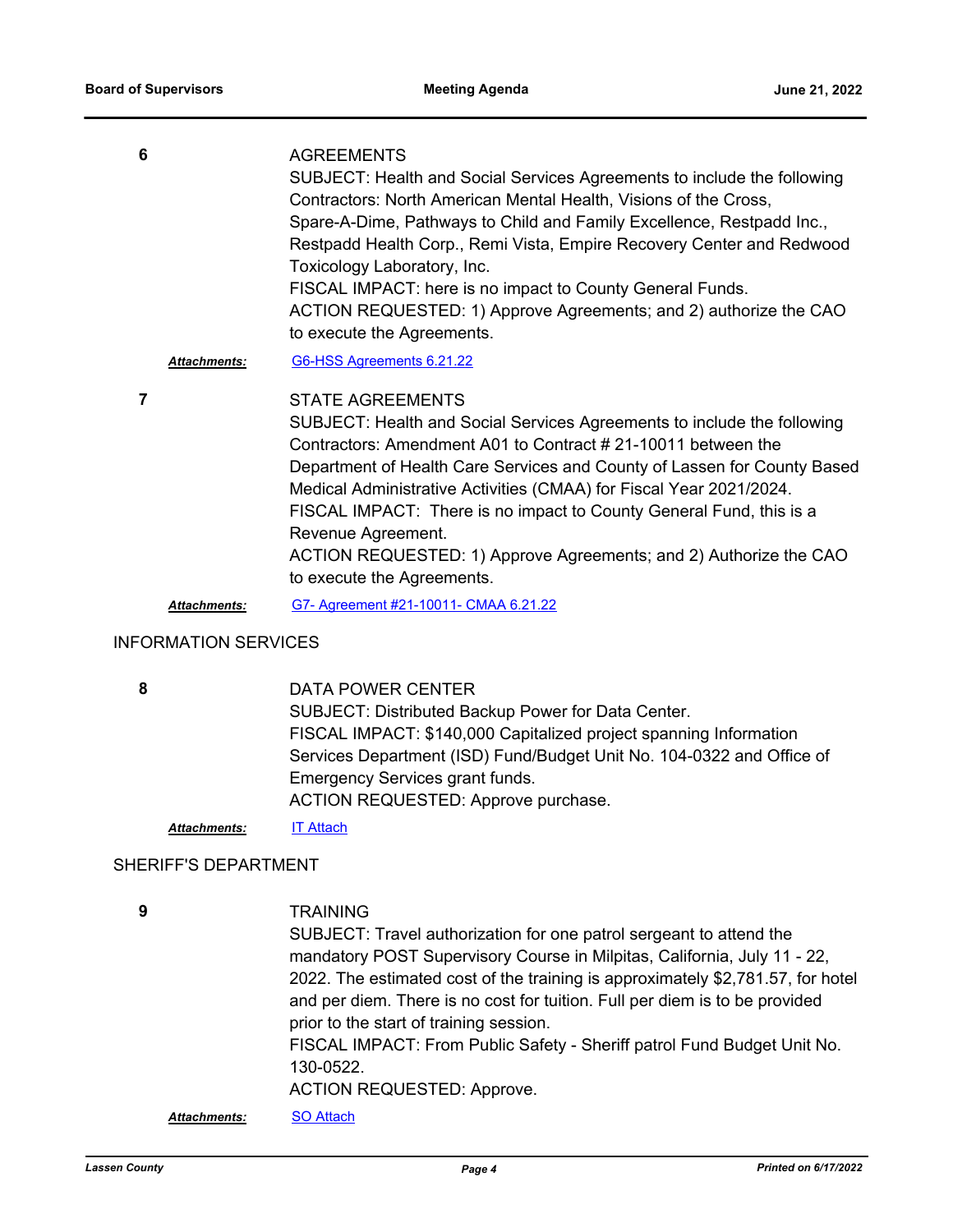**6** AGREEMENTS

SUBJECT: Health and Social Services Agreements to include the following Contractors: North American Mental Health, Visions of the Cross, Spare-A-Dime, Pathways to Child and Family Excellence, Restpadd Inc., Restpadd Health Corp., Remi Vista, Empire Recovery Center and Redwood Toxicology Laboratory, Inc.

FISCAL IMPACT: here is no impact to County General Funds.

ACTION REQUESTED: 1) Approve Agreements; and 2) authorize the CAO to execute the Agreements.

***Attachments:*** G6-HSS Agreements 6.21.22

**7** STATE AGREEMENTS

SUBJECT: Health and Social Services Agreements to include the following Contractors: Amendment A01 to Contract # 21-10011 between the Department of Health Care Services and County of Lassen for County Based Medical Administrative Activities (CMAA) for Fiscal Year 2021/2024.

FISCAL IMPACT: There is no impact to County General Fund, this is a Revenue Agreement.

ACTION REQUESTED: 1) Approve Agreements; and 2) Authorize the CAO to execute the Agreements.

***Attachments:*** G7- Agreement #21-10011- CMAA 6.21.22

## INFORMATION SERVICES

**8** DATA POWER CENTER

SUBJECT: Distributed Backup Power for Data Center.

FISCAL IMPACT: $140,000 Capitalized project spanning Information Services Department (ISD) Fund/Budget Unit No. 104-0322 and Office of Emergency Services grant funds.

ACTION REQUESTED: Approve purchase.

***Attachments:*** IT Attach

## SHERIFF'S DEPARTMENT

**9** TRAINING

SUBJECT: Travel authorization for one patrol sergeant to attend the mandatory POST Supervisory Course in Milpitas, California, July 11 - 22, 2022. The estimated cost of the training is approximately $2,781.57, for hotel and per diem. There is no cost for tuition. Full per diem is to be provided prior to the start of training session.

FISCAL IMPACT: From Public Safety - Sheriff patrol Fund Budget Unit No. 130-0522.

ACTION REQUESTED: Approve.

***Attachments:*** SO Attach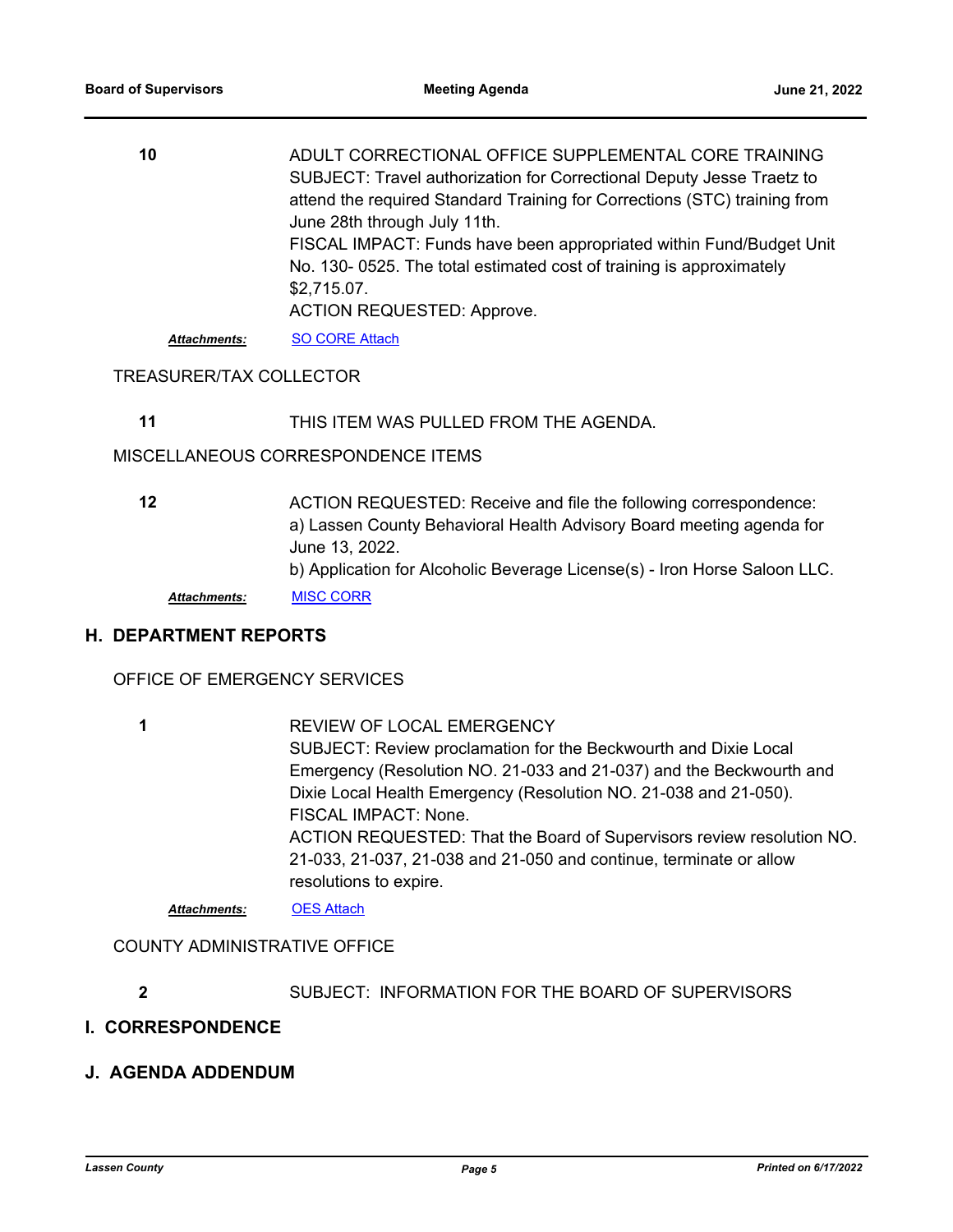**10** ADULT CORRECTIONAL OFFICE SUPPLEMENTAL CORE TRAINING
SUBJECT: Travel authorization for Correctional Deputy Jesse Traetz to attend the required Standard Training for Corrections (STC) training from June 28th through July 11th.
FISCAL IMPACT: Funds have been appropriated within Fund/Budget Unit No. 130- 0525. The total estimated cost of training is approximately $2,715.07.
ACTION REQUESTED: Approve.

***Attachments:*** SO CORE Attach

TREASURER/TAX COLLECTOR

**11** THIS ITEM WAS PULLED FROM THE AGENDA.

MISCELLANEOUS CORRESPONDENCE ITEMS

**12** ACTION REQUESTED: Receive and file the following correspondence:
a) Lassen County Behavioral Health Advisory Board meeting agenda for June 13, 2022.
b) Application for Alcoholic Beverage License(s) - Iron Horse Saloon LLC.

***Attachments:*** MISC CORR

## H. DEPARTMENT REPORTS

OFFICE OF EMERGENCY SERVICES

**1** REVIEW OF LOCAL EMERGENCY
SUBJECT: Review proclamation for the Beckwourth and Dixie Local Emergency (Resolution NO. 21-033 and 21-037) and the Beckwourth and Dixie Local Health Emergency (Resolution NO. 21-038 and 21-050).
FISCAL IMPACT: None.
ACTION REQUESTED: That the Board of Supervisors review resolution NO. 21-033, 21-037, 21-038 and 21-050 and continue, terminate or allow resolutions to expire.

***Attachments:*** OES Attach

COUNTY ADMINISTRATIVE OFFICE

**2** SUBJECT: INFORMATION FOR THE BOARD OF SUPERVISORS

## I. CORRESPONDENCE

## J. AGENDA ADDENDUM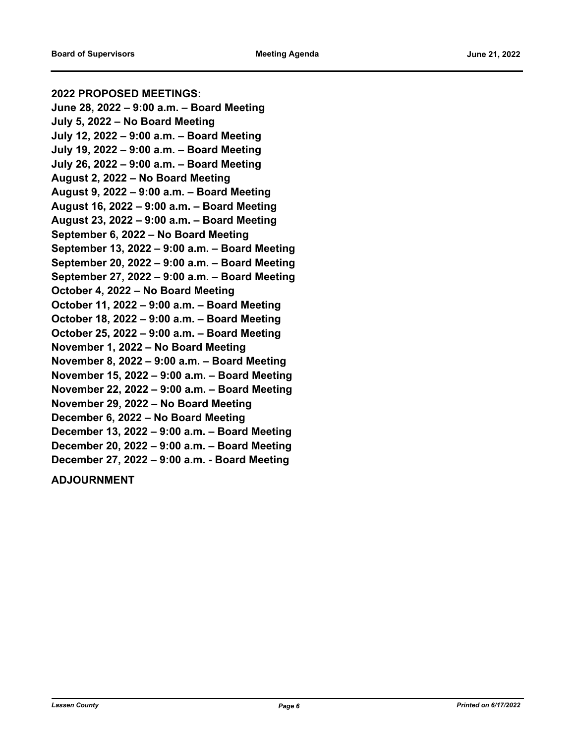**2022 PROPOSED MEETINGS:**

**June 28, 2022 – 9:00 a.m. – Board Meeting**
**July 5, 2022 – No Board Meeting**
**July 12, 2022 – 9:00 a.m. – Board Meeting**
**July 19, 2022 – 9:00 a.m. – Board Meeting**
**July 26, 2022 – 9:00 a.m. – Board Meeting**
**August 2, 2022 – No Board Meeting**
**August 9, 2022 – 9:00 a.m. – Board Meeting**
**August 16, 2022 – 9:00 a.m. – Board Meeting**
**August 23, 2022 – 9:00 a.m. – Board Meeting**
**September 6, 2022 – No Board Meeting**
**September 13, 2022 – 9:00 a.m. – Board Meeting**
**September 20, 2022 – 9:00 a.m. – Board Meeting**
**September 27, 2022 – 9:00 a.m. – Board Meeting**
**October 4, 2022 – No Board Meeting**
**October 11, 2022 – 9:00 a.m. – Board Meeting**
**October 18, 2022 – 9:00 a.m. – Board Meeting**
**October 25, 2022 – 9:00 a.m. – Board Meeting**
**November 1, 2022 – No Board Meeting**
**November 8, 2022 – 9:00 a.m. – Board Meeting**
**November 15, 2022 – 9:00 a.m. – Board Meeting**
**November 22, 2022 – 9:00 a.m. – Board Meeting**
**November 29, 2022 – No Board Meeting**
**December 6, 2022 – No Board Meeting**
**December 13, 2022 – 9:00 a.m. – Board Meeting**
**December 20, 2022 – 9:00 a.m. – Board Meeting**
**December 27, 2022 – 9:00 a.m. - Board Meeting**

**ADJOURNMENT**